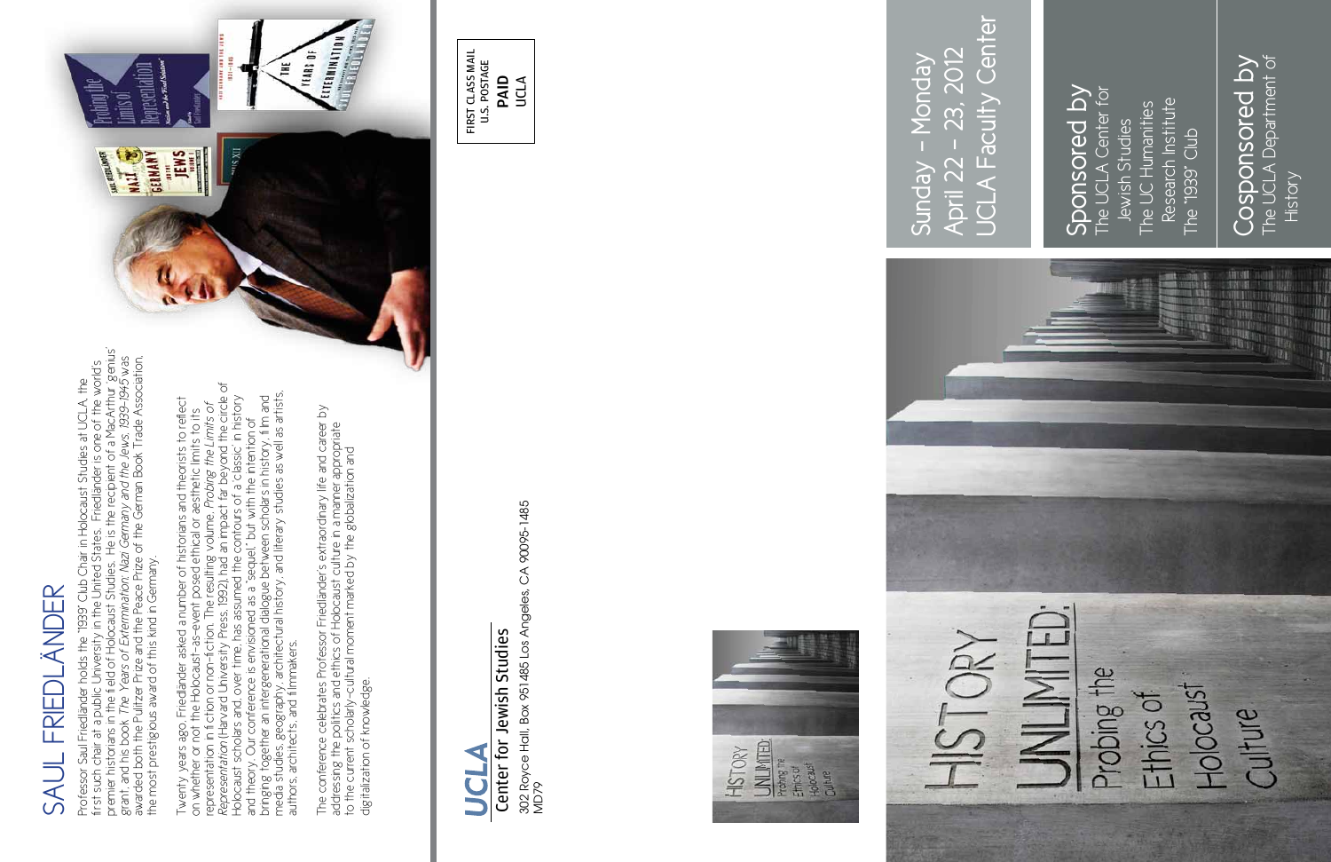# SAUL FRIEDLÄNDER

Professor Saul Friedländer holds the '1939' Club Chair in Holocaust Studies at UCLA, the first such chair at a public University in the United States. Friedländer is one of the world's premier historians in the field of Holocaust Studies. He is the recipient of a MacArthur 'genius' grant, and his book, *The Years of Extermination: Nazi Germany and the Jews, 1939-1945* was awarded both the Pulitzer Prize and the Peace Prize of the German Book Trade Association, the most prestigious award of this kind in Germany.

Twenty years ago, Friedländer asked a number of historians and theorists to reflect on whether or not the Holocaust-as-event posed ethical or aesthetic limits to its representation in fiction or non-fiction. The resulting volume, *Probing the Limits of Representation* (Harvard University Press, 1992), had an impact far beyond the circle of Holocaust scholars and, over time, has assumed the contours of a classic in history and theory. Our conference is envisioned as a "sequel," but with the intention of bringing together an intergenerational dialogue between scholars in history, film and media studies, geography, architectural history, and literary studies as well as artists, authors, architects, and filmmakers.

The conference celebrates Professor Friedländer's extraordinary life and career by addressing the politics and ethics of Holocaust culture in a manner appropriate to the current scholarly-cultural moment marked by the globalization and digitalization of knowledge.

**UCLA**
**Center for Jewish Studies**
302 Royce Hall, Box 951485 Los Angeles, CA 90095-1485
MD79

FIRST CLASS MAIL
U.S. POSTAGE
**PAID**
UCLA

# HISTORY UNLIMITED:
## Probing the Ethics of Holocaust Culture

Sunday – Monday
April 22 – 23, 2012
UCLA Faculty Center

## Sponsored by
The UCLA Center for Jewish Studies
The UC Humanities Research Institute
The "1939" Club

## Cosponsored by
The UCLA Department of History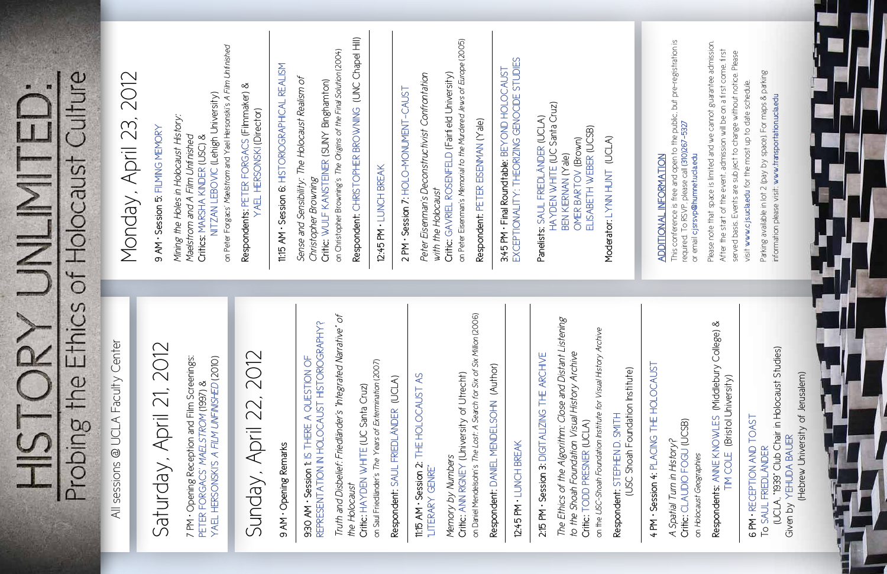# HISTORY UNLIMITED:

## Probing the Ethics of Holocaust Culture

All sessions @ UCLA Faculty Center

## Saturday, April 21, 2012

7 PM · Opening Reception and Film Screenings:
PETER FORGACS' *MAELSTROM* (1997) &
YAEL HERSONSKI'S *A FILM UNFINISHED* (2010)

## Sunday, April 22, 2012

9 AM · Opening Remarks

9:30 AM · Session 1: IS THERE A QUESTION OF REPRESENTATION IN HOLOCAUST HISTORIOGRAPHY?

*Truth and Disbelief: Friedländer's 'Integrated Narrative' of the Holocaust*
Critic: HAYDEN WHITE (UC Santa Cruz)
on Saul Friedländer's *The Years of Extermination* (2007)

Respondent: SAUL FRIEDLÄNDER (UCLA)

11:15 AM · Session 2: THE HOLOCAUST AS 'LITERARY GENRE'

*Memory by Numbers*
Critic: ANN RIGNEY (University of Utrecht)
on Daniel Mendelsohn's *The Lost: A Search for Six of Six Million* (2006)

Respondent: DANIEL MENDELSOHN (Author)

12:45 PM · LUNCH BREAK

2:15 PM · Session 3: DIGITALIZING THE ARCHIVE

*The Ethics of the Algorithm: Close and Distant Listening to the Shoah Foundation Visual History Archive*
Critic: TODD PRESNER (UCLA)
on the USC-Shoah Foundation Institute for Visual History Archive

Respondent: STEPHEN D. SMITH
(USC Shoah Foundation Institute)

4 PM · Session 4: PLACING THE HOLOCAUST

*A Spatial Turn in History?*
Critic: CLAUDIO FOGU (UCSB)
on *Holocaust Geographies*

Respondents: ANNE KNOWLES (Middlebury College) &
TIM COLE (Bristol University)

6 PM · RECEPTION AND TOAST
To SAUL FRIEDLÄNDER
(UCLA, 1939 Club Chair in Holocaust Studies)
Given by YEHUDA BAUER
(Hebrew University of Jerusalem)

## Monday, April 23, 2012

9 AM · Session 5: FILMING MEMORY

*Mining the Holes in Holocaust History: Maelstrom and A Film Unfinished*
Critics: MARSHA KINDER (USC) &
NITZAN LEBOVIC (Lehigh University)
on Peter Forgacs' *Maelstrom* and Yael Hersonski's *A Film Unfinished*

Respondents: PETER FORGACS (Filmmaker) &
YAEL HERSONSKI (Director)

11:15 AM · Session 6: HISTORIOGRAPHICAL REALISM

*Sense and Sensibility: The Holocaust Realism of Christopher Browning*
Critic: WULF KANSTEINER (SUNY Binghamton)
on Christopher Browning's *The Origins of the Final Solution* (2004)

Respondent: CHRISTOPHER BROWNING (UNC Chapel Hill)

12:45 PM · LUNCH BREAK

2 PM · Session 7: HOLO-MONUMENT-CAUST

*Peter Eisenman's Deconstructivist Confrontation with the Holocaust*
Critic: GAVRIEL ROSENFELD (Fairfield University)
on Peter Eisenman's *Memorial to the Murdered Jews of Europe* (2005)

Respondent: PETER EISENMAN (Yale)

3:45 PM · Final Roundtable: BEYOND HOLOCAUST EXCEPTIONALITY: THEORIZING GENOCIDE STUDIES

Panelists: SAUL FRIEDLÄNDER (UCLA)
HAYDEN WHITE (UC Santa Cruz)
BEN KIERNAN (Yale)
OMER BARTOV (Brown)
ELISABETH WEBER (UCSB)

Moderator: LYNN HUNT (UCLA)

### ADDITIONAL INFORMATION

This conference is free and open to the public, but pre-registration is required. To RSVP, please call (310)267-5327 or email cjsrsvp@humnet.ucla.edu

Please note that space is limited and we cannot guarantee admission. After the start of the event, admission will be on a first come, first served basis. Events are subject to change without notice. Please visit www.cjs.ucla.edu for the most up to date schedule.

Parking available in lot 2 (pay by space). For maps & parking information please visit: www.transportation.ucla.edu